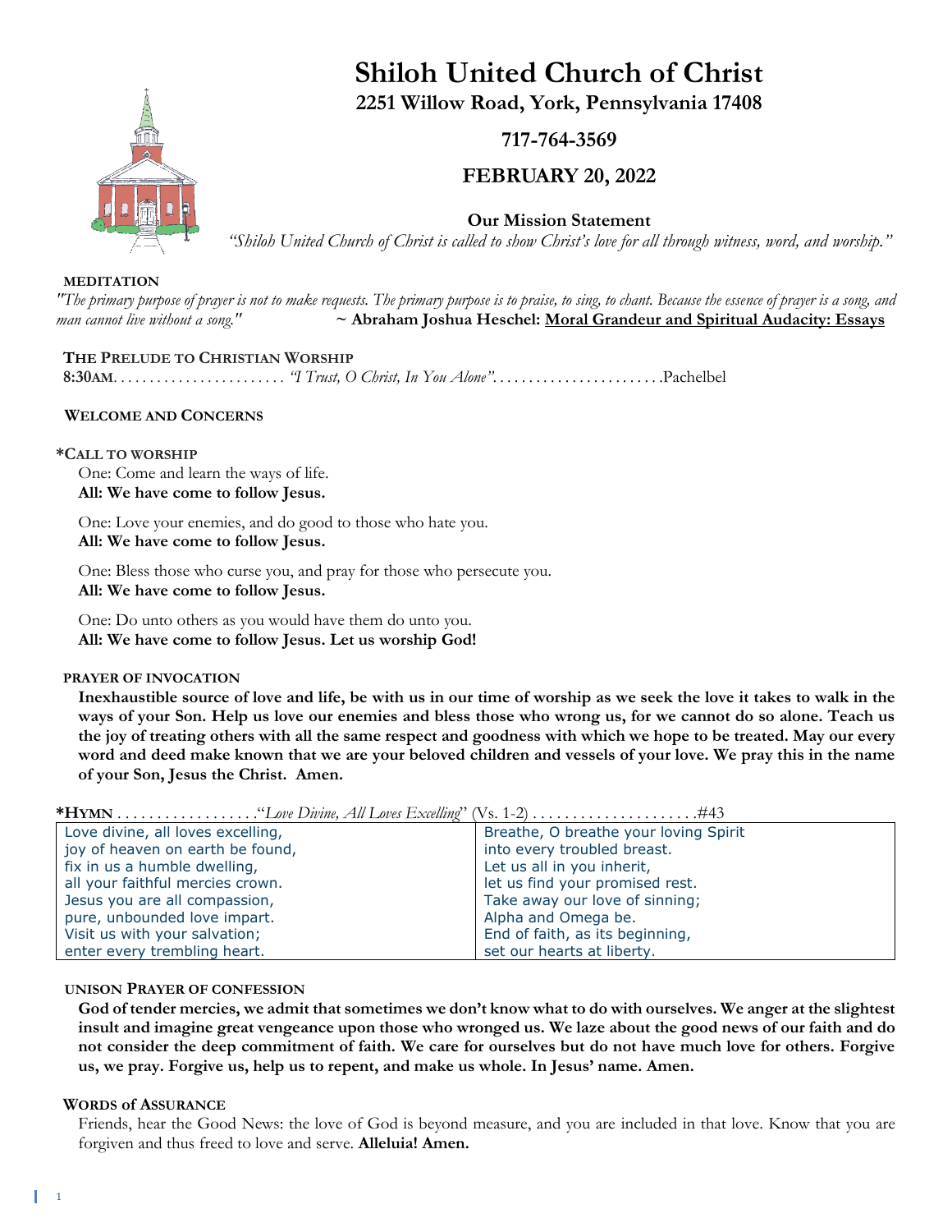# Shiloh United Church of Christ

**2251 Willow Road, York, Pennsylvania 17408**

**717-764-3569**

**FEBRUARY 20, 2022**

**Our Mission Statement**

*"Shiloh United Church of Christ is called to show Christ's love for all through witness, word, and worship."*

**MEDITATION**

*"The primary purpose of prayer is not to make requests. The primary purpose is to praise, to sing, to chant. Because the essence of prayer is a song, and man cannot live without a song."* **~ Abraham Joshua Heschel: Moral Grandeur and Spiritual Audacity: Essays**

**THE PRELUDE TO CHRISTIAN WORSHIP**

**8:30AM**. . . . . . . . . . . . . . . . . . . . . . . *"I Trust, O Christ, In You Alone"*. . . . . . . . . . . . . . . . . . . . . . .Pachelbel

**WELCOME AND CONCERNS**

**\*CALL TO WORSHIP**

One: Come and learn the ways of life.
**All: We have come to follow Jesus.**

One: Love your enemies, and do good to those who hate you.
**All: We have come to follow Jesus.**

One: Bless those who curse you, and pray for those who persecute you.
**All: We have come to follow Jesus.**

One: Do unto others as you would have them do unto you.
**All: We have come to follow Jesus. Let us worship God!**

**PRAYER OF INVOCATION**

**Inexhaustible source of love and life, be with us in our time of worship as we seek the love it takes to walk in the ways of your Son. Help us love our enemies and bless those who wrong us, for we cannot do so alone. Teach us the joy of treating others with all the same respect and goodness with which we hope to be treated. May our every word and deed make known that we are your beloved children and vessels of your love. We pray this in the name of your Son, Jesus the Christ. Amen.**

**\*HYMN** . . . . . . . . . . . . . . . . . ."*Love Divine, All Loves Excelling*" (Vs. 1-2) . . . . . . . . . . . . . . . . . . . . .#43

| | |
|---|---|
| Love divine, all loves excelling,<br>joy of heaven on earth be found,<br>fix in us a humble dwelling,<br>all your faithful mercies crown.<br>Jesus you are all compassion,<br>pure, unbounded love impart.<br>Visit us with your salvation;<br>enter every trembling heart. | Breathe, O breathe your loving Spirit<br>into every troubled breast.<br>Let us all in you inherit,<br>let us find your promised rest.<br>Take away our love of sinning;<br>Alpha and Omega be.<br>End of faith, as its beginning,<br>set our hearts at liberty. |

**UNISON PRAYER OF CONFESSION**

**God of tender mercies, we admit that sometimes we don't know what to do with ourselves. We anger at the slightest insult and imagine great vengeance upon those who wronged us. We laze about the good news of our faith and do not consider the deep commitment of faith. We care for ourselves but do not have much love for others. Forgive us, we pray. Forgive us, help us to repent, and make us whole. In Jesus' name. Amen.**

**WORDS of ASSURANCE**

Friends, hear the Good News: the love of God is beyond measure, and you are included in that love. Know that you are forgiven and thus freed to love and serve. **Alleluia! Amen.**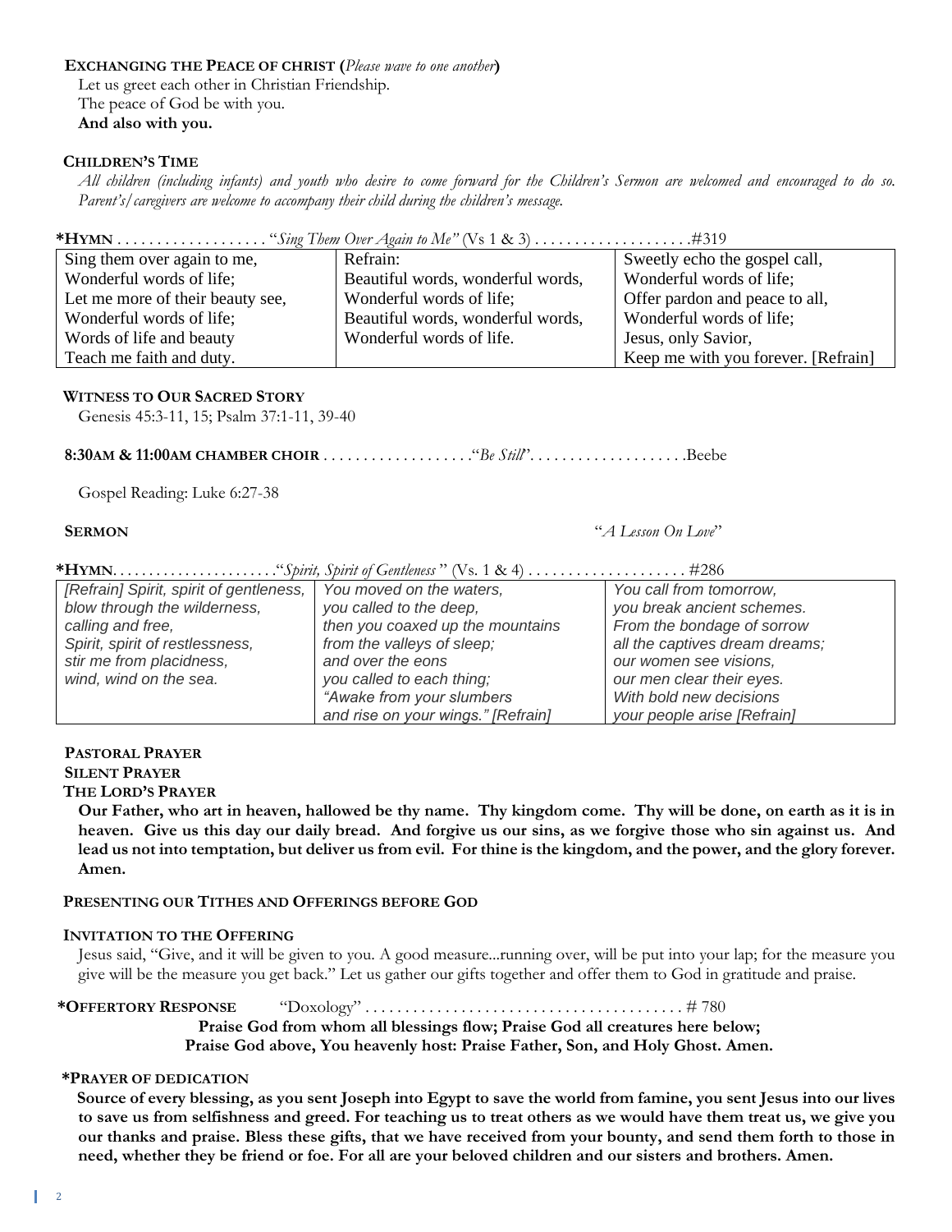**EXCHANGING THE PEACE OF CHRIST (***Please wave to one another***)**

Let us greet each other in Christian Friendship.
The peace of God be with you.
**And also with you.**

**CHILDREN'S TIME**

*All children (including infants) and youth who desire to come forward for the Children's Sermon are welcomed and encouraged to do so. Parent's/caregivers are welcome to accompany their child during the children's message.*

**\*HYMN** . . . . . . . . . . . . . . . . . . . "*Sing Them Over Again to Me"* (Vs 1 & 3) . . . . . . . . . . . . . . . . . . . .#319

| Sing them over again to me, | Refrain: | Sweetly echo the gospel call, |
|---|---|---|
| Wonderful words of life; | Beautiful words, wonderful words, | Wonderful words of life; |
| Let me more of their beauty see, | Wonderful words of life; | Offer pardon and peace to all, |
| Wonderful words of life; | Beautiful words, wonderful words, | Wonderful words of life; |
| Words of life and beauty | Wonderful words of life. | Jesus, only Savior, |
| Teach me faith and duty. | | Keep me with you forever. [Refrain] |

**WITNESS TO OUR SACRED STORY**

Genesis 45:3-11, 15; Psalm 37:1-11, 39-40

**8:30AM & 11:00AM CHAMBER CHOIR** . . . . . . . . . . . . . . . . . . ."*Be Still*". . . . . . . . . . . . . . . . . . . .Beebe

Gospel Reading: Luke 6:27-38

**SERMON** "*A Lesson On Love*"

**\*HYMN**. . . . . . . . . . . . . . . . . . . . . ."*Spirit, Spirit of Gentleness* " (Vs. 1 & 4) . . . . . . . . . . . . . . . . . . . . #286

| *[Refrain] Spirit, spirit of gentleness,* | *You moved on the waters,* | *You call from tomorrow,* |
|---|---|---|
| *blow through the wilderness,* | *you called to the deep,* | *you break ancient schemes.* |
| *calling and free,* | *then you coaxed up the mountains* | *From the bondage of sorrow* |
| *Spirit, spirit of restlessness,* | *from the valleys of sleep;* | *all the captives dream dreams;* |
| *stir me from placidness,* | *and over the eons* | *our women see visions,* |
| *wind, wind on the sea.* | *you called to each thing;* | *our men clear their eyes.* |
| | *"Awake from your slumbers* | *With bold new decisions* |
| | *and rise on your wings." [Refrain]* | *your people arise [Refrain]* |

**PASTORAL PRAYER**
**SILENT PRAYER**
**THE LORD'S PRAYER**

**Our Father, who art in heaven, hallowed be thy name. Thy kingdom come. Thy will be done, on earth as it is in heaven. Give us this day our daily bread. And forgive us our sins, as we forgive those who sin against us. And lead us not into temptation, but deliver us from evil. For thine is the kingdom, and the power, and the glory forever. Amen.**

**PRESENTING OUR TITHES AND OFFERINGS BEFORE GOD**

**INVITATION TO THE OFFERING**

Jesus said, "Give, and it will be given to you. A good measure...running over, will be put into your lap; for the measure you give will be the measure you get back." Let us gather our gifts together and offer them to God in gratitude and praise.

**\*OFFERTORY RESPONSE** "Doxology" . . . . . . . . . . . . . . . . . . . . . . . . . . . . . . . . . . . . . . . # 780

**Praise God from whom all blessings flow; Praise God all creatures here below;**
**Praise God above, You heavenly host: Praise Father, Son, and Holy Ghost. Amen.**

**\*PRAYER OF DEDICATION**

**Source of every blessing, as you sent Joseph into Egypt to save the world from famine, you sent Jesus into our lives to save us from selfishness and greed. For teaching us to treat others as we would have them treat us, we give you our thanks and praise. Bless these gifts, that we have received from your bounty, and send them forth to those in need, whether they be friend or foe. For all are your beloved children and our sisters and brothers. Amen.**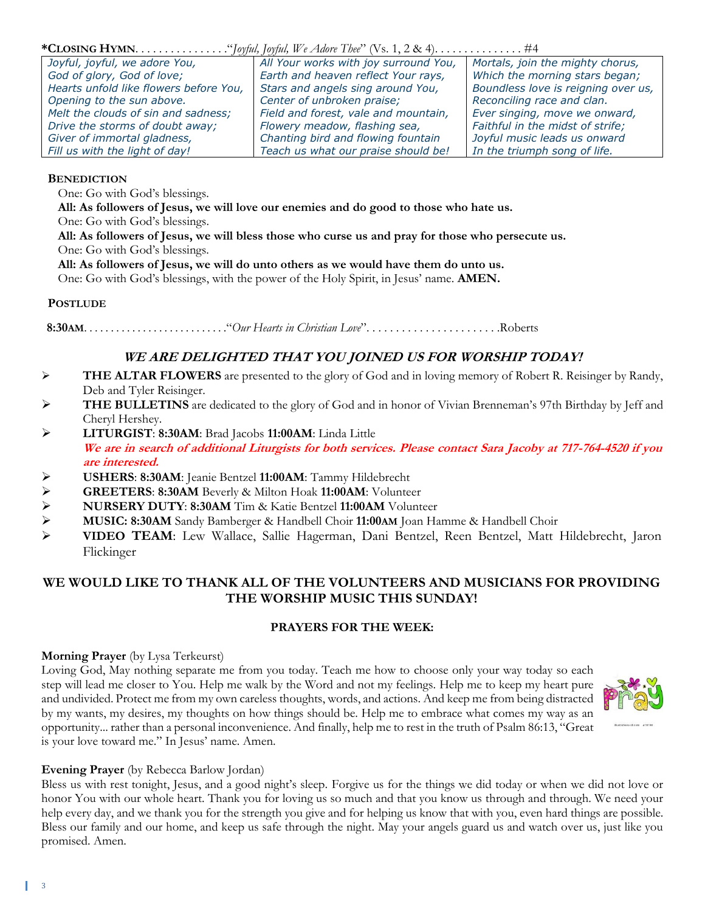**\*CLOSING HYMN**. . . . . . . . . . . . . . . .“*Joyful, Joyful, We Adore Thee*” (Vs. 1, 2 & 4). . . . . . . . . . . . . . . #4

| | | |
|---|---|---|
| *Joyful, joyful, we adore You,* | *All Your works with joy surround You,* | *Mortals, join the mighty chorus,* |
| *God of glory, God of love;* | *Earth and heaven reflect Your rays,* | *Which the morning stars began;* |
| *Hearts unfold like flowers before You,* | *Stars and angels sing around You,* | *Boundless love is reigning over us,* |
| *Opening to the sun above.* | *Center of unbroken praise;* | *Reconciling race and clan.* |
| *Melt the clouds of sin and sadness;* | *Field and forest, vale and mountain,* | *Ever singing, move we onward,* |
| *Drive the storms of doubt away;* | *Flowery meadow, flashing sea,* | *Faithful in the midst of strife;* |
| *Giver of immortal gladness,* | *Chanting bird and flowing fountain* | *Joyful music leads us onward* |
| *Fill us with the light of day!* | *Teach us what our praise should be!* | *In the triumph song of life.* |

**BENEDICTION**

One: Go with God’s blessings.

**All: As followers of Jesus, we will love our enemies and do good to those who hate us.**

One: Go with God’s blessings.

**All: As followers of Jesus, we will bless those who curse us and pray for those who persecute us.**

One: Go with God’s blessings.

**All: As followers of Jesus, we will do unto others as we would have them do unto us.**

One: Go with God’s blessings, with the power of the Holy Spirit, in Jesus’ name. **AMEN.**

**POSTLUDE**

**8:30AM**. . . . . . . . . . . . . . . . . . . . . . . . . .“*Our Hearts in Christian Love*”. . . . . . . . . . . . . . . . . . . . . . .Roberts

## *WE ARE DELIGHTED THAT YOU JOINED US FOR WORSHIP TODAY!*

- **THE ALTAR FLOWERS** are presented to the glory of God and in loving memory of Robert R. Reisinger by Randy, Deb and Tyler Reisinger.
- **THE BULLETINS** are dedicated to the glory of God and in honor of Vivian Brenneman’s 97th Birthday by Jeff and Cheryl Hershey.
- **LITURGIST**: **8:30AM**: Brad Jacobs **11:00AM**: Linda Little
  ***We are in search of additional Liturgists for both services. Please contact Sara Jacoby at 717-764-4520 if you are interested.***
- **USHERS**: **8:30AM**: Jeanie Bentzel **11:00AM**: Tammy Hildebrecht
- **GREETERS**: **8:30AM** Beverly & Milton Hoak **11:00AM**: Volunteer
- **NURSERY DUTY**: **8:30AM** Tim & Katie Bentzel **11:00AM** Volunteer
- **MUSIC: 8:30AM** Sandy Bamberger & Handbell Choir **11:00AM** Joan Hamme & Handbell Choir
- **VIDEO TEAM**: Lew Wallace, Sallie Hagerman, Dani Bentzel, Reen Bentzel, Matt Hildebrecht, Jaron Flickinger

**WE WOULD LIKE TO THANK ALL OF THE VOLUNTEERS AND MUSICIANS FOR PROVIDING THE WORSHIP MUSIC THIS SUNDAY!**

**PRAYERS FOR THE WEEK:**

**Morning Prayer** (by Lysa Terkeurst)

Loving God, May nothing separate me from you today. Teach me how to choose only your way today so each step will lead me closer to You. Help me walk by the Word and not my feelings. Help me to keep my heart pure and undivided. Protect me from my own careless thoughts, words, and actions. And keep me from being distracted by my wants, my desires, my thoughts on how things should be. Help me to embrace what comes my way as an opportunity... rather than a personal inconvenience. And finally, help me to rest in the truth of Psalm 86:13, “Great is your love toward me.” In Jesus’ name. Amen.

**Evening Prayer** (by Rebecca Barlow Jordan)

Bless us with rest tonight, Jesus, and a good night’s sleep. Forgive us for the things we did today or when we did not love or honor You with our whole heart. Thank you for loving us so much and that you know us through and through. We need your help every day, and we thank you for the strength you give and for helping us know that with you, even hard things are possible. Bless our family and our home, and keep us safe through the night. May your angels guard us and watch over us, just like you promised. Amen.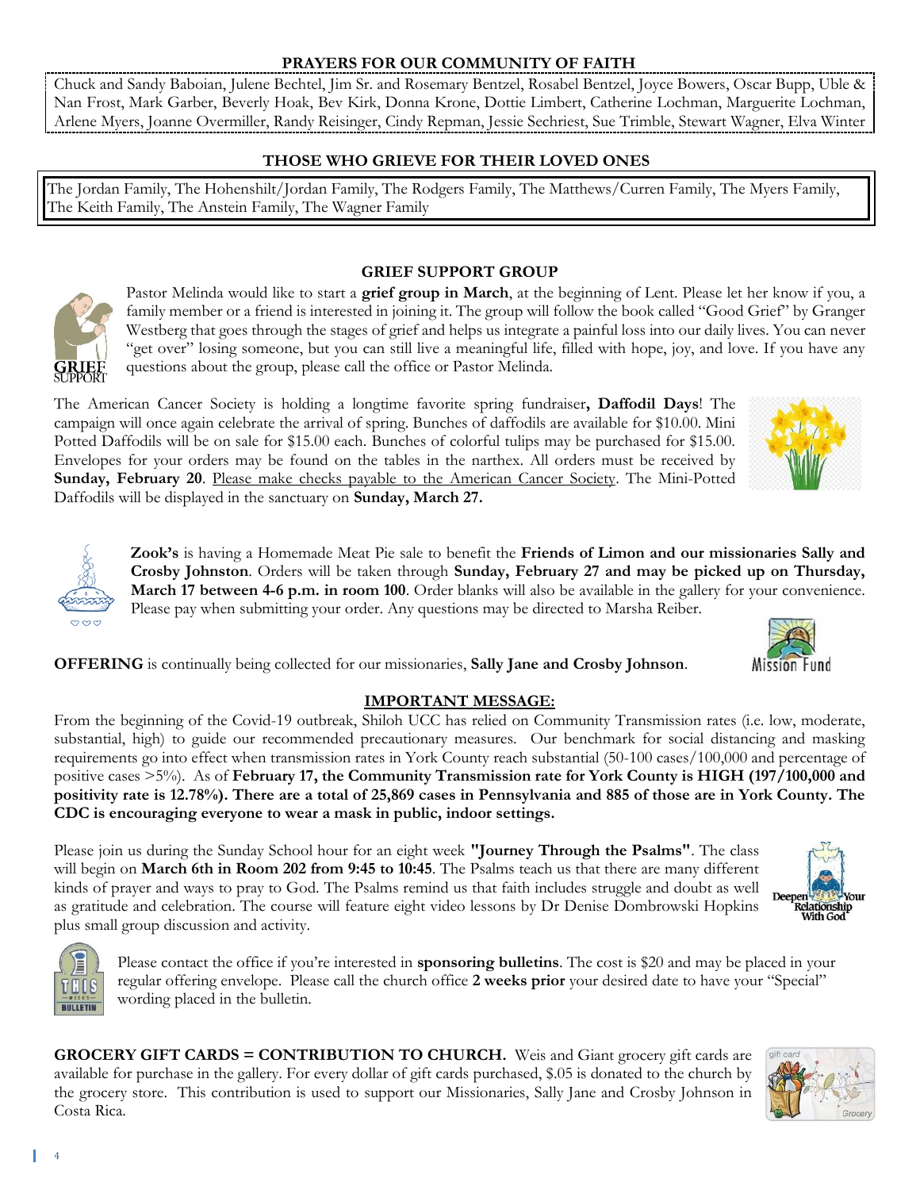## PRAYERS FOR OUR COMMUNITY OF FAITH

Chuck and Sandy Baboian, Julene Bechtel, Jim Sr. and Rosemary Bentzel, Rosabel Bentzel, Joyce Bowers, Oscar Bupp, Uble & Nan Frost, Mark Garber, Beverly Hoak, Bev Kirk, Donna Krone, Dottie Limbert, Catherine Lochman, Marguerite Lochman, Arlene Myers, Joanne Overmiller, Randy Reisinger, Cindy Repman, Jessie Sechriest, Sue Trimble, Stewart Wagner, Elva Winter

## THOSE WHO GRIEVE FOR THEIR LOVED ONES

The Jordan Family, The Hohenshilt/Jordan Family, The Rodgers Family, The Matthews/Curren Family, The Myers Family, The Keith Family, The Anstein Family, The Wagner Family

## GRIEF SUPPORT GROUP

Pastor Melinda would like to start a **grief group in March**, at the beginning of Lent. Please let her know if you, a family member or a friend is interested in joining it. The group will follow the book called "Good Grief" by Granger Westberg that goes through the stages of grief and helps us integrate a painful loss into our daily lives. You can never "get over" losing someone, but you can still live a meaningful life, filled with hope, joy, and love. If you have any questions about the group, please call the office or Pastor Melinda.

The American Cancer Society is holding a longtime favorite spring fundraiser**, Daffodil Days**! The campaign will once again celebrate the arrival of spring. Bunches of daffodils are available for $10.00. Mini Potted Daffodils will be on sale for $15.00 each. Bunches of colorful tulips may be purchased for $15.00. Envelopes for your orders may be found on the tables in the narthex. All orders must be received by **Sunday, February 20**. Please make checks payable to the American Cancer Society. The Mini-Potted Daffodils will be displayed in the sanctuary on **Sunday, March 27.**

**Zook's** is having a Homemade Meat Pie sale to benefit the **Friends of Limon and our missionaries Sally and Crosby Johnston**. Orders will be taken through **Sunday, February 27 and may be picked up on Thursday, March 17 between 4-6 p.m. in room 100**. Order blanks will also be available in the gallery for your convenience. Please pay when submitting your order. Any questions may be directed to Marsha Reiber.

**OFFERING** is continually being collected for our missionaries, **Sally Jane and Crosby Johnson**.

## IMPORTANT MESSAGE:

From the beginning of the Covid-19 outbreak, Shiloh UCC has relied on Community Transmission rates (i.e. low, moderate, substantial, high) to guide our recommended precautionary measures. Our benchmark for social distancing and masking requirements go into effect when transmission rates in York County reach substantial (50-100 cases/100,000 and percentage of positive cases >5%). As of **February 17, the Community Transmission rate for York County is HIGH (197/100,000 and positivity rate is 12.78%). There are a total of 25,869 cases in Pennsylvania and 885 of those are in York County. The CDC is encouraging everyone to wear a mask in public, indoor settings.**

Please join us during the Sunday School hour for an eight week **"Journey Through the Psalms"**. The class will begin on **March 6th in Room 202 from 9:45 to 10:45**. The Psalms teach us that there are many different kinds of prayer and ways to pray to God. The Psalms remind us that faith includes struggle and doubt as well as gratitude and celebration. The course will feature eight video lessons by Dr Denise Dombrowski Hopkins plus small group discussion and activity.

Please contact the office if you're interested in **sponsoring bulletins**. The cost is $20 and may be placed in your regular offering envelope. Please call the church office **2 weeks prior** your desired date to have your "Special" wording placed in the bulletin.

**GROCERY GIFT CARDS = CONTRIBUTION TO CHURCH.** Weis and Giant grocery gift cards are available for purchase in the gallery. For every dollar of gift cards purchased, $.05 is donated to the church by the grocery store. This contribution is used to support our Missionaries, Sally Jane and Crosby Johnson in Costa Rica.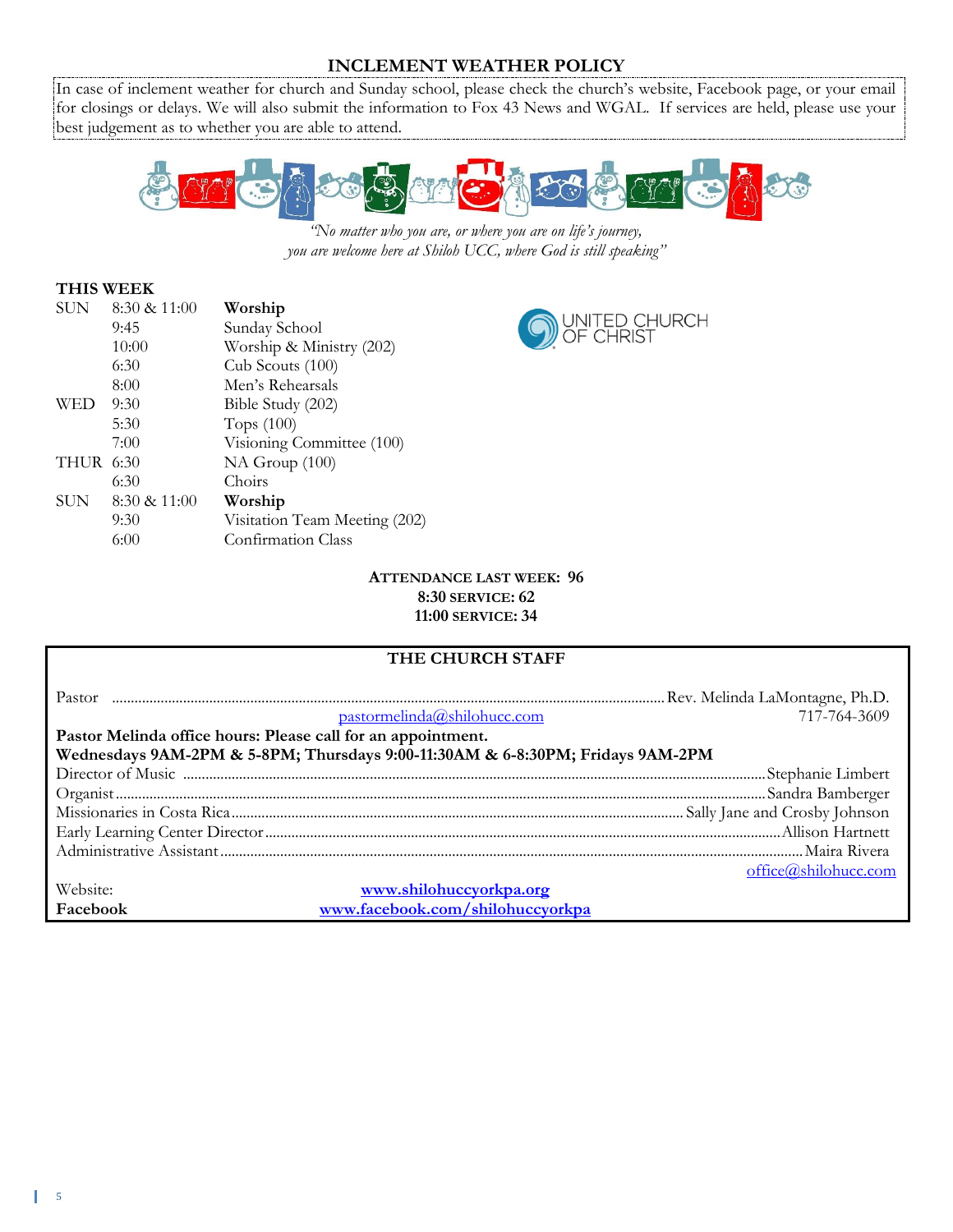## INCLEMENT WEATHER POLICY

In case of inclement weather for church and Sunday school, please check the church's website, Facebook page, or your email for closings or delays. We will also submit the information to Fox 43 News and WGAL. If services are held, please use your best judgement as to whether you are able to attend.

*"No matter who you are, or where you are on life's journey, you are welcome here at Shiloh UCC, where God is still speaking"*

UNITED CHURCH OF CHRIST

### THIS WEEK

| | | |
|---|---|---|
| SUN | 8:30 & 11:00 | **Worship** |
| | 9:45 | Sunday School |
| | 10:00 | Worship & Ministry (202) |
| | 6:30 | Cub Scouts (100) |
| | 8:00 | Men's Rehearsals |
| WED | 9:30 | Bible Study (202) |
| | 5:30 | Tops (100) |
| | 7:00 | Visioning Committee (100) |
| THUR | 6:30 | NA Group (100) |
| | 6:30 | Choirs |
| SUN | 8:30 & 11:00 | **Worship** |
| | 9:30 | Visitation Team Meeting (202) |
| | 6:00 | Confirmation Class |

**ATTENDANCE LAST WEEK: 96**
**8:30 SERVICE: 62**
**11:00 SERVICE: 34**

### THE CHURCH STAFF

Pastor ........ Rev. Melinda LaMontagne, Ph.D.
pastormelinda@shilohucc.com 717-764-3609

**Pastor Melinda office hours: Please call for an appointment.**
**Wednesdays 9AM-2PM & 5-8PM; Thursdays 9:00-11:30AM & 6-8:30PM; Fridays 9AM-2PM**

Director of Music ........ Stephanie Limbert
Organist ........ Sandra Bamberger
Missionaries in Costa Rica ........ Sally Jane and Crosby Johnson
Early Learning Center Director ........ Allison Hartnett
Administrative Assistant ........ Maira Rivera
office@shilohucc.com

Website: **www.shilohuccyorkpa.org**
**Facebook** **www.facebook.com/shilohuccyorkpa**